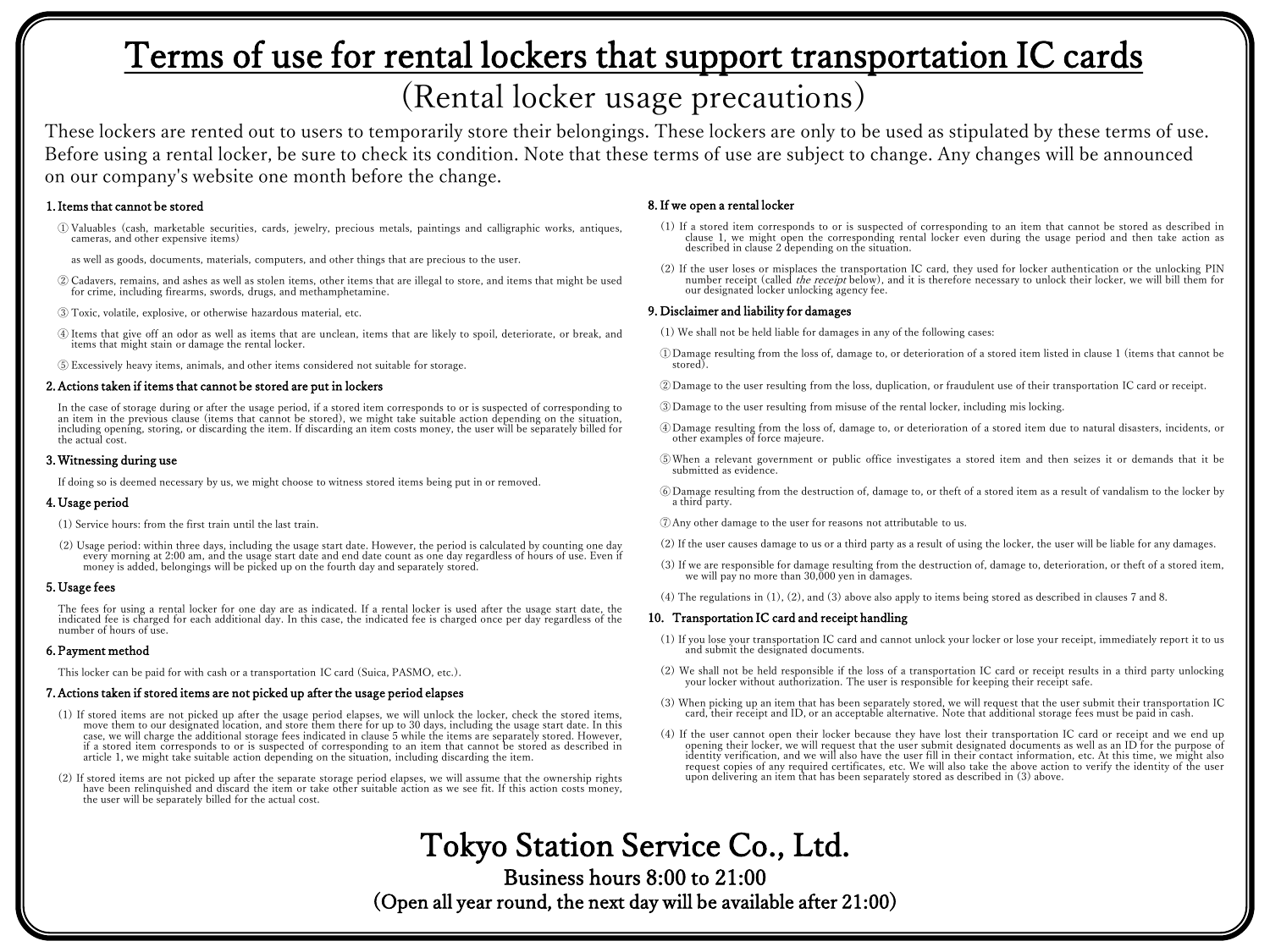# Terms of use for rental lockers that support transportation IC cards

(Rental locker usage precautions)

These lockers are rented out to users to temporarily store their belongings. These lockers are only to be used as stipulated by these terms of use. Before using a rental locker, be sure to check its condition. Note that these terms of use are subject to change. Any changes will be announced on our company's website one month before the change.

### 1. Items that cannot be stored

① Valuables (cash, marketable securities, cards, jewelry, precious metals, paintings and calligraphic works, antiques, cameras, and other expensive items)

as well as goods, documents, materials, computers, and other things that are precious to the user.

② Cadavers, remains, and ashes as well as stolen items, other items that are illegal to store, and items that might be used for crime, including firearms, swords, drugs, and methamphetamine.

③ Toxic, volatile, explosive, or otherwise hazardous material, etc.

④ Items that give off an odor as well as items that are unclean, items that are likely to spoil, deteriorate, or break, and items that might stain or damage the rental locker.

⑤ Excessively heavy items, animals, and other items considered not suitable for storage.

### 2. Actions taken if items that cannot be stored are put in lockers

In the case of storage during or after the usage period, if a stored item corresponds to or is suspected of corresponding to an item in the previous clause (items that cannot be stored), we might take suitable action depending on the situation, including opening, storing, or discarding the item. If discarding an item costs money, the user will be separately billed for the actual cost.

### 3. Witnessing during use

If doing so is deemed necessary by us, we might choose to witness stored items being put in or removed.

### 4. Usage period

(1) Service hours: from the first train until the last train.

(2) Usage period: within three days, including the usage start date. However, the period is calculated by counting one day every morning at 2:00 am, and the usage start date and end date count as one day regardless of hours of use. Even if money is added, belongings will be picked up on the fourth day and separately stored.

### 5. Usage fees

The fees for using a rental locker for one day are as indicated. If a rental locker is used after the usage start date, the indicated fee is charged for each additional day. In this case, the indicated fee is charged once per day regardless of the number of hours of use.

### 6. Payment method

This locker can be paid for with cash or a transportation IC card (Suica, PASMO, etc.).

### 7. Actions taken if stored items are not picked up after the usage period elapses

(1) If stored items are not picked up after the usage period elapses, we will unlock the locker, check the stored items, move them to our designated location, and store them there for up to 30 days, including the usage start date. In this case, we will charge the additional storage fees indicated in clause 5 while the items are separately stored. However, if a stored item corresponds to or is suspected of corresponding to an item that cannot be stored as described in article 1, we might take suitable action depending on the situation, including discarding the item.

(2) If stored items are not picked up after the separate storage period elapses, we will assume that the ownership rights have been relinquished and discard the item or take other suitable action as we see fit. If this action costs money, the user will be separately billed for the actual cost.

### 8. If we open a rental locker

(1) If a stored item corresponds to or is suspected of corresponding to an item that cannot be stored as described in clause 1, we might open the corresponding rental locker even during the usage period and then take action as described in clause 2 depending on the situation.

(2) If the user loses or misplaces the transportation IC card, they used for locker authentication or the unlocking PIN number receipt (called *the receipt* below), and it is therefore necessary to unlock their locker, we will bill them for our designated locker unlocking agency fee.

### 9. Disclaimer and liability for damages

(1) We shall not be held liable for damages in any of the following cases:

① Damage resulting from the loss of, damage to, or deterioration of a stored item listed in clause 1 (items that cannot be stored).

② Damage to the user resulting from the loss, duplication, or fraudulent use of their transportation IC card or receipt.

③ Damage to the user resulting from misuse of the rental locker, including mis locking.

④ Damage resulting from the loss of, damage to, or deterioration of a stored item due to natural disasters, incidents, or other examples of force majeure.

⑤ When a relevant government or public office investigates a stored item and then seizes it or demands that it be submitted as evidence.

⑥ Damage resulting from the destruction of, damage to, or theft of a stored item as a result of vandalism to the locker by a third party.

⑦ Any other damage to the user for reasons not attributable to us.

(2) If the user causes damage to us or a third party as a result of using the locker, the user will be liable for any damages.

(3) If we are responsible for damage resulting from the destruction of, damage to, deterioration, or theft of a stored item, we will pay no more than 30,000 yen in damages.

(4) The regulations in (1), (2), and (3) above also apply to items being stored as described in clauses 7 and 8.

### 10. Transportation IC card and receipt handling

(1) If you lose your transportation IC card and cannot unlock your locker or lose your receipt, immediately report it to us and submit the designated documents.

(2) We shall not be held responsible if the loss of a transportation IC card or receipt results in a third party unlocking your locker without authorization. The user is responsible for keeping their receipt safe.

(3) When picking up an item that has been separately stored, we will request that the user submit their transportation IC card, their receipt and ID, or an acceptable alternative. Note that additional storage fees must be paid in cash.

(4) If the user cannot open their locker because they have lost their transportation IC card or receipt and we end up opening their locker, we will request that the user submit designated documents as well as an ID for the purpose of identity verification, and we will also have the user fill in their contact information, etc. At this time, we might also request copies of any required certificates, etc. We will also take the above action to verify the identity of the user upon delivering an item that has been separately stored as described in (3) above.

## Tokyo Station Service Co., Ltd.

Business hours 8:00 to 21:00

(Open all year round, the next day will be available after 21:00)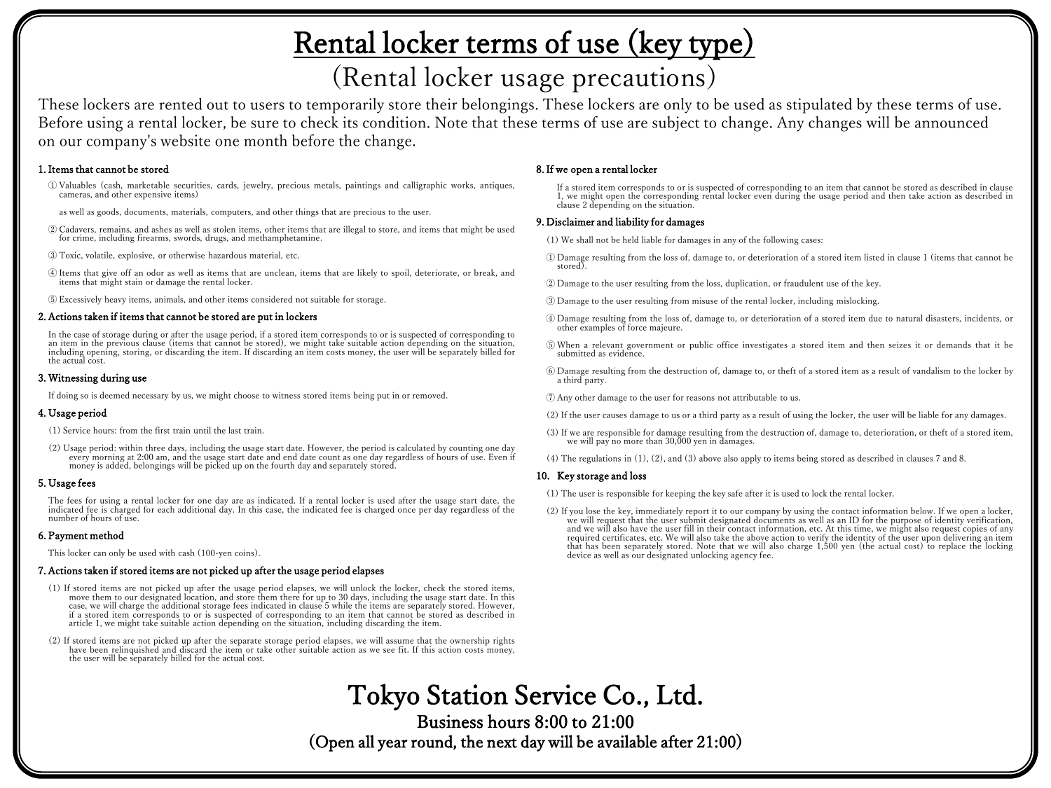# Rental locker terms of use (key type)

## (Rental locker usage precautions)

These lockers are rented out to users to temporarily store their belongings. These lockers are only to be used as stipulated by these terms of use. Before using a rental locker, be sure to check its condition. Note that these terms of use are subject to change. Any changes will be announced on our company's website one month before the change.

### 1. Items that cannot be stored

① Valuables (cash, marketable securities, cards, jewelry, precious metals, paintings and calligraphic works, antiques, cameras, and other expensive items)

as well as goods, documents, materials, computers, and other things that are precious to the user.

② Cadavers, remains, and ashes as well as stolen items, other items that are illegal to store, and items that might be used for crime, including firearms, swords, drugs, and methamphetamine.

③ Toxic, volatile, explosive, or otherwise hazardous material, etc.

④ Items that give off an odor as well as items that are unclean, items that are likely to spoil, deteriorate, or break, and items that might stain or damage the rental locker.

⑤ Excessively heavy items, animals, and other items considered not suitable for storage.

### 2. Actions taken if items that cannot be stored are put in lockers

In the case of storage during or after the usage period, if a stored item corresponds to or is suspected of corresponding to an item in the previous clause (items that cannot be stored), we might take suitable action depending on the situation, including opening, storing, or discarding the item. If discarding an item costs money, the user will be separately billed for the actual cost.

### 3. Witnessing during use

If doing so is deemed necessary by us, we might choose to witness stored items being put in or removed.

### 4. Usage period

(1) Service hours: from the first train until the last train.

(2) Usage period: within three days, including the usage start date. However, the period is calculated by counting one day every morning at 2:00 am, and the usage start date and end date count as one day regardless of hours of use. Even if money is added, belongings will be picked up on the fourth day and separately stored.

### 5. Usage fees

The fees for using a rental locker for one day are as indicated. If a rental locker is used after the usage start date, the indicated fee is charged for each additional day. In this case, the indicated fee is charged once per day regardless of the number of hours of use.

### 6. Payment method

This locker can only be used with cash (100-yen coins).

### 7. Actions taken if stored items are not picked up after the usage period elapses

(1) If stored items are not picked up after the usage period elapses, we will unlock the locker, check the stored items, move them to our designated location, and store them there for up to 30 days, including the usage start date. In this case, we will charge the additional storage fees indicated in clause 5 while the items are separately stored. However, if a stored item corresponds to or is suspected of corresponding to an item that cannot be stored as described in article 1, we might take suitable action depending on the situation, including discarding the item.

(2) If stored items are not picked up after the separate storage period elapses, we will assume that the ownership rights have been relinquished and discard the item or take other suitable action as we see fit. If this action costs money, the user will be separately billed for the actual cost.

### 8. If we open a rental locker

If a stored item corresponds to or is suspected of corresponding to an item that cannot be stored as described in clause 1, we might open the corresponding rental locker even during the usage period and then take action as described in clause 2 depending on the situation.

### 9. Disclaimer and liability for damages

(1) We shall not be held liable for damages in any of the following cases:

① Damage resulting from the loss of, damage to, or deterioration of a stored item listed in clause 1 (items that cannot be stored).

② Damage to the user resulting from the loss, duplication, or fraudulent use of the key.

③ Damage to the user resulting from misuse of the rental locker, including mislocking.

④ Damage resulting from the loss of, damage to, or deterioration of a stored item due to natural disasters, incidents, or other examples of force majeure.

⑤ When a relevant government or public office investigates a stored item and then seizes it or demands that it be submitted as evidence.

⑥ Damage resulting from the destruction of, damage to, or theft of a stored item as a result of vandalism to the locker by a third party.

⑦ Any other damage to the user for reasons not attributable to us.

(2) If the user causes damage to us or a third party as a result of using the locker, the user will be liable for any damages.

(3) If we are responsible for damage resulting from the destruction of, damage to, deterioration, or theft of a stored item, we will pay no more than 30,000 yen in damages.

(4) The regulations in (1), (2), and (3) above also apply to items being stored as described in clauses 7 and 8.

### 10. Key storage and loss

(1) The user is responsible for keeping the key safe after it is used to lock the rental locker.

(2) If you lose the key, immediately report it to our company by using the contact information below. If we open a locker, we will request that the user submit designated documents as well as an ID for the purpose of identity verification, and we will also have the user fill in their contact information, etc. At this time, we might also request copies of any required certificates, etc. We will also take the above action to verify the identity of the user upon delivering an item that has been separately stored. Note that we will also charge 1,500 yen (the actual cost) to replace the locking device as well as our designated unlocking agency fee.

## Tokyo Station Service Co., Ltd.

**Business hours 8:00 to 21:00**

**(Open all year round, the next day will be available after 21:00)**